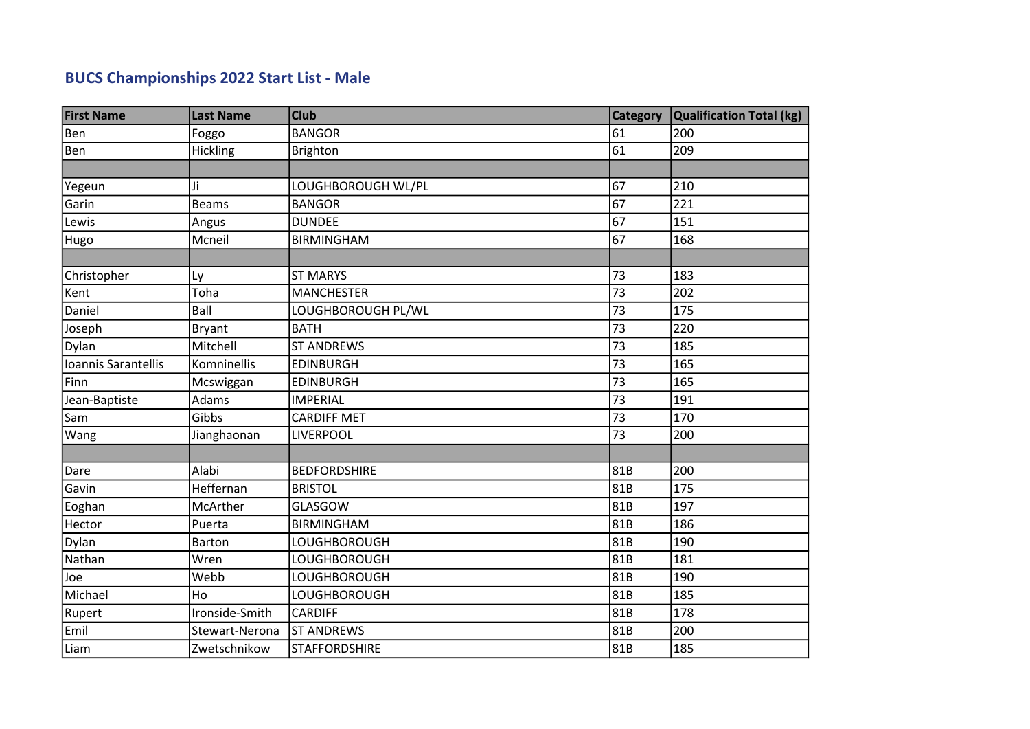## BUCS Championships 2022 Start List - Male

| First Name | Last Name | Club | Category | Qualification Total (kg) |
|---|---|---|---|---|
| Ben | Foggo | BANGOR | 61 | 200 |
| Ben | Hickling | Brighton | 61 | 209 |
| | | | | |
| Yegeun | Ji | LOUGHBOROUGH WL/PL | 67 | 210 |
| Garin | Beams | BANGOR | 67 | 221 |
| Lewis | Angus | DUNDEE | 67 | 151 |
| Hugo | Mcneil | BIRMINGHAM | 67 | 168 |
| | | | | |
| Christopher | Ly | ST MARYS | 73 | 183 |
| Kent | Toha | MANCHESTER | 73 | 202 |
| Daniel | Ball | LOUGHBOROUGH PL/WL | 73 | 175 |
| Joseph | Bryant | BATH | 73 | 220 |
| Dylan | Mitchell | ST ANDREWS | 73 | 185 |
| Ioannis Sarantellis | Komninellis | EDINBURGH | 73 | 165 |
| Finn | Mcswiggan | EDINBURGH | 73 | 165 |
| Jean-Baptiste | Adams | IMPERIAL | 73 | 191 |
| Sam | Gibbs | CARDIFF MET | 73 | 170 |
| Wang | Jianghaonan | LIVERPOOL | 73 | 200 |
| | | | | |
| Dare | Alabi | BEDFORDSHIRE | 81B | 200 |
| Gavin | Heffernan | BRISTOL | 81B | 175 |
| Eoghan | McArther | GLASGOW | 81B | 197 |
| Hector | Puerta | BIRMINGHAM | 81B | 186 |
| Dylan | Barton | LOUGHBOROUGH | 81B | 190 |
| Nathan | Wren | LOUGHBOROUGH | 81B | 181 |
| Joe | Webb | LOUGHBOROUGH | 81B | 190 |
| Michael | Ho | LOUGHBOROUGH | 81B | 185 |
| Rupert | Ironside-Smith | CARDIFF | 81B | 178 |
| Emil | Stewart-Nerona | ST ANDREWS | 81B | 200 |
| Liam | Zwetschnikow | STAFFORDSHIRE | 81B | 185 |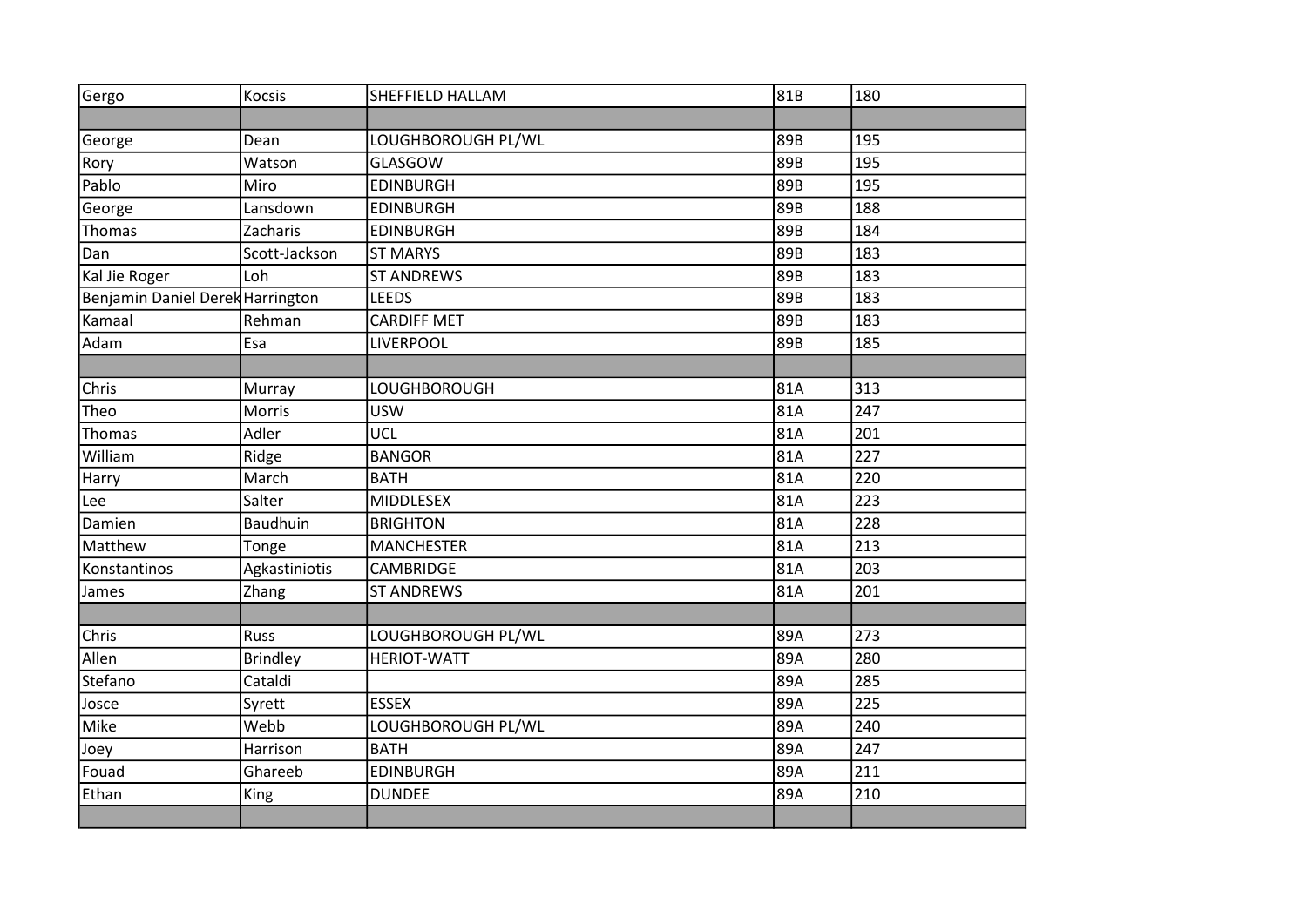| | | | | |
|---|---|---|---|---|
| Gergo | Kocsis | SHEFFIELD HALLAM | 81B | 180 |
| | | | | |
| George | Dean | LOUGHBOROUGH PL/WL | 89B | 195 |
| Rory | Watson | GLASGOW | 89B | 195 |
| Pablo | Miro | EDINBURGH | 89B | 195 |
| George | Lansdown | EDINBURGH | 89B | 188 |
| Thomas | Zacharis | EDINBURGH | 89B | 184 |
| Dan | Scott-Jackson | ST MARYS | 89B | 183 |
| Kal Jie Roger | Loh | ST ANDREWS | 89B | 183 |
| Benjamin Daniel Derek | Harrington | LEEDS | 89B | 183 |
| Kamaal | Rehman | CARDIFF MET | 89B | 183 |
| Adam | Esa | LIVERPOOL | 89B | 185 |
| | | | | |
| Chris | Murray | LOUGHBOROUGH | 81A | 313 |
| Theo | Morris | USW | 81A | 247 |
| Thomas | Adler | UCL | 81A | 201 |
| William | Ridge | BANGOR | 81A | 227 |
| Harry | March | BATH | 81A | 220 |
| Lee | Salter | MIDDLESEX | 81A | 223 |
| Damien | Baudhuin | BRIGHTON | 81A | 228 |
| Matthew | Tonge | MANCHESTER | 81A | 213 |
| Konstantinos | Agkastiniotis | CAMBRIDGE | 81A | 203 |
| James | Zhang | ST ANDREWS | 81A | 201 |
| | | | | |
| Chris | Russ | LOUGHBOROUGH PL/WL | 89A | 273 |
| Allen | Brindley | HERIOT-WATT | 89A | 280 |
| Stefano | Cataldi | | 89A | 285 |
| Josce | Syrett | ESSEX | 89A | 225 |
| Mike | Webb | LOUGHBOROUGH PL/WL | 89A | 240 |
| Joey | Harrison | BATH | 89A | 247 |
| Fouad | Ghareeb | EDINBURGH | 89A | 211 |
| Ethan | King | DUNDEE | 89A | 210 |
| | | | | |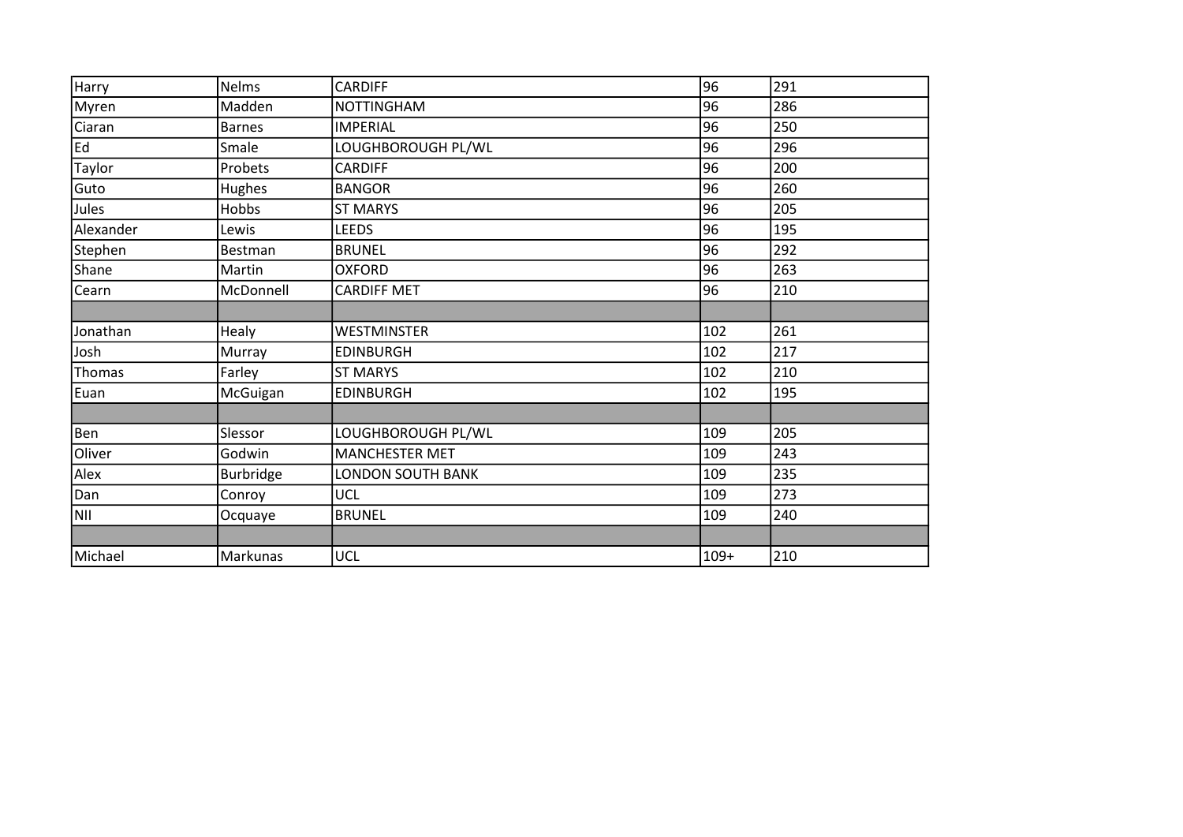| | | | | |
|---|---|---|---|---|
| Harry | Nelms | CARDIFF | 96 | 291 |
| Myren | Madden | NOTTINGHAM | 96 | 286 |
| Ciaran | Barnes | IMPERIAL | 96 | 250 |
| Ed | Smale | LOUGHBOROUGH PL/WL | 96 | 296 |
| Taylor | Probets | CARDIFF | 96 | 200 |
| Guto | Hughes | BANGOR | 96 | 260 |
| Jules | Hobbs | ST MARYS | 96 | 205 |
| Alexander | Lewis | LEEDS | 96 | 195 |
| Stephen | Bestman | BRUNEL | 96 | 292 |
| Shane | Martin | OXFORD | 96 | 263 |
| Cearn | McDonnell | CARDIFF MET | 96 | 210 |
| | | | | |
| Jonathan | Healy | WESTMINSTER | 102 | 261 |
| Josh | Murray | EDINBURGH | 102 | 217 |
| Thomas | Farley | ST MARYS | 102 | 210 |
| Euan | McGuigan | EDINBURGH | 102 | 195 |
| | | | | |
| Ben | Slessor | LOUGHBOROUGH PL/WL | 109 | 205 |
| Oliver | Godwin | MANCHESTER MET | 109 | 243 |
| Alex | Burbridge | LONDON SOUTH BANK | 109 | 235 |
| Dan | Conroy | UCL | 109 | 273 |
| NII | Ocquaye | BRUNEL | 109 | 240 |
| | | | | |
| Michael | Markunas | UCL | 109+ | 210 |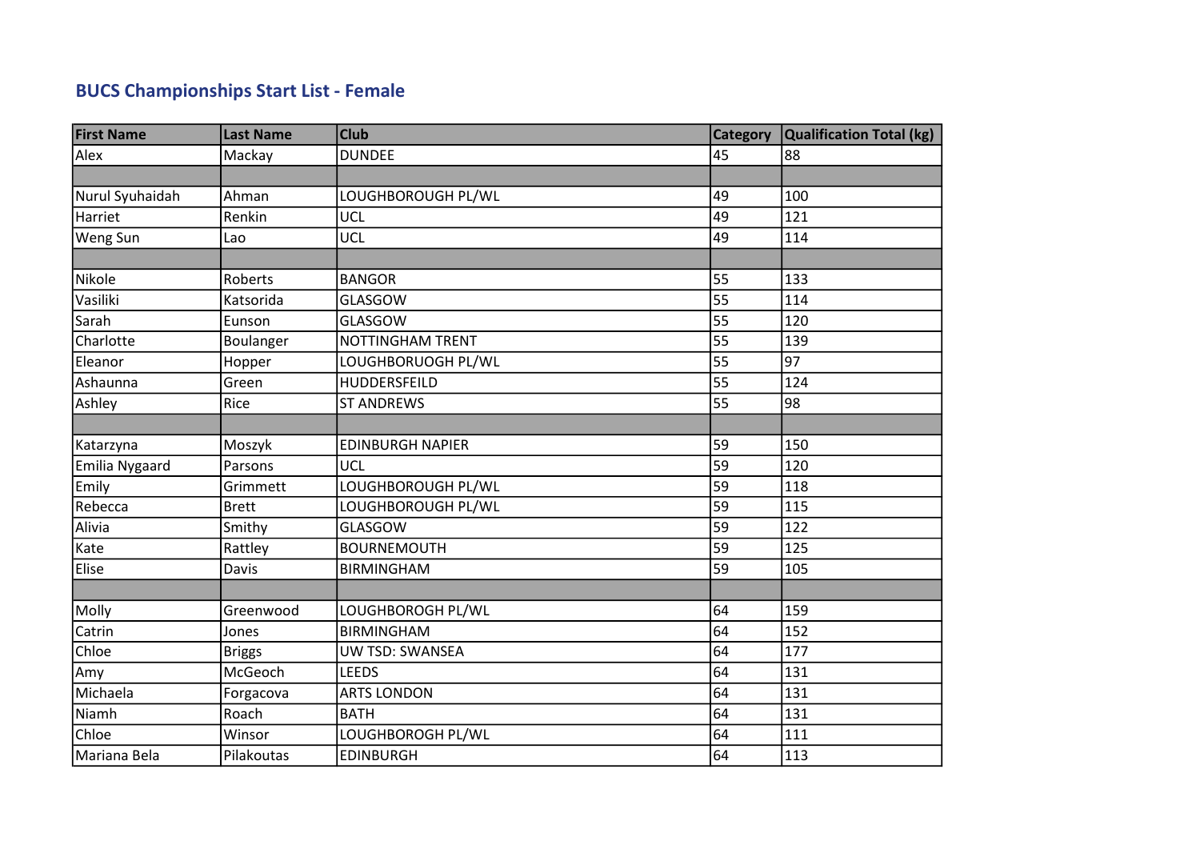## BUCS Championships Start List - Female

| First Name | Last Name | Club | Category | Qualification Total (kg) |
|---|---|---|---|---|
| Alex | Mackay | DUNDEE | 45 | 88 |
| | | | | |
| Nurul Syuhaidah | Ahman | LOUGHBOROUGH PL/WL | 49 | 100 |
| Harriet | Renkin | UCL | 49 | 121 |
| Weng Sun | Lao | UCL | 49 | 114 |
| | | | | |
| Nikole | Roberts | BANGOR | 55 | 133 |
| Vasiliki | Katsorida | GLASGOW | 55 | 114 |
| Sarah | Eunson | GLASGOW | 55 | 120 |
| Charlotte | Boulanger | NOTTINGHAM TRENT | 55 | 139 |
| Eleanor | Hopper | LOUGHBORUOGH PL/WL | 55 | 97 |
| Ashaunna | Green | HUDDERSFEILD | 55 | 124 |
| Ashley | Rice | ST ANDREWS | 55 | 98 |
| | | | | |
| Katarzyna | Moszyk | EDINBURGH NAPIER | 59 | 150 |
| Emilia Nygaard | Parsons | UCL | 59 | 120 |
| Emily | Grimmett | LOUGHBOROUGH PL/WL | 59 | 118 |
| Rebecca | Brett | LOUGHBOROUGH PL/WL | 59 | 115 |
| Alivia | Smithy | GLASGOW | 59 | 122 |
| Kate | Rattley | BOURNEMOUTH | 59 | 125 |
| Elise | Davis | BIRMINGHAM | 59 | 105 |
| | | | | |
| Molly | Greenwood | LOUGHBOROGH PL/WL | 64 | 159 |
| Catrin | Jones | BIRMINGHAM | 64 | 152 |
| Chloe | Briggs | UW TSD: SWANSEA | 64 | 177 |
| Amy | McGeoch | LEEDS | 64 | 131 |
| Michaela | Forgacova | ARTS LONDON | 64 | 131 |
| Niamh | Roach | BATH | 64 | 131 |
| Chloe | Winsor | LOUGHBOROGH PL/WL | 64 | 111 |
| Mariana Bela | Pilakoutas | EDINBURGH | 64 | 113 |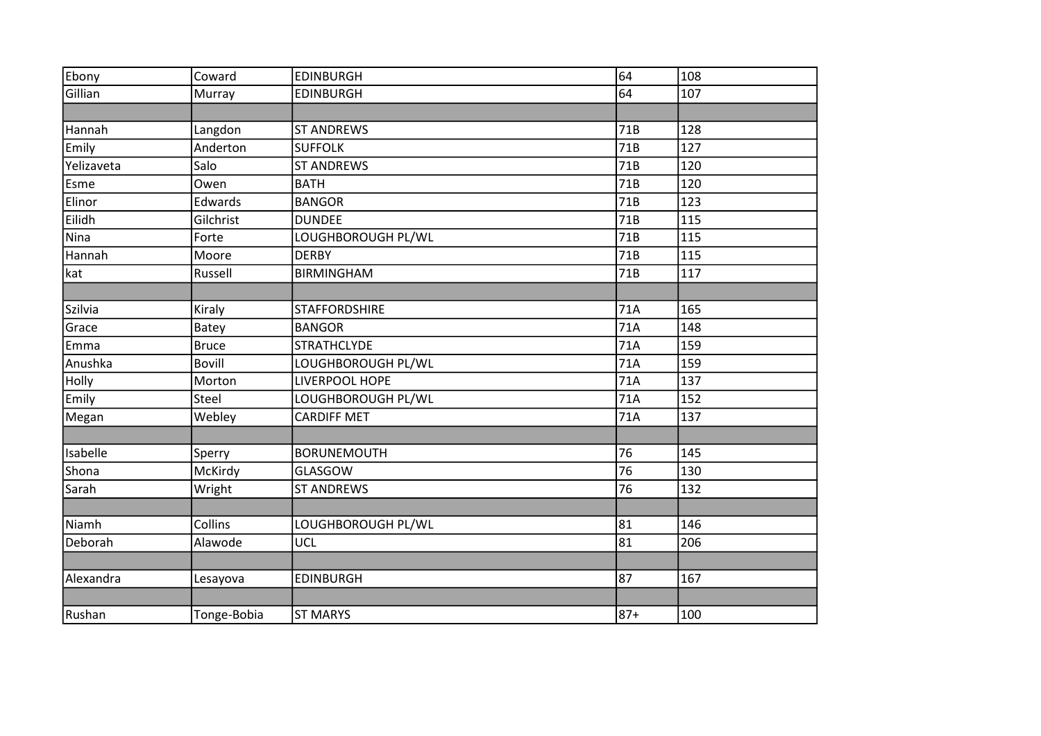| | | | | |
|---|---|---|---|---|
| Ebony | Coward | EDINBURGH | 64 | 108 |
| Gillian | Murray | EDINBURGH | 64 | 107 |
| | | | | |
| Hannah | Langdon | ST ANDREWS | 71B | 128 |
| Emily | Anderton | SUFFOLK | 71B | 127 |
| Yelizaveta | Salo | ST ANDREWS | 71B | 120 |
| Esme | Owen | BATH | 71B | 120 |
| Elinor | Edwards | BANGOR | 71B | 123 |
| Eilidh | Gilchrist | DUNDEE | 71B | 115 |
| Nina | Forte | LOUGHBOROUGH PL/WL | 71B | 115 |
| Hannah | Moore | DERBY | 71B | 115 |
| kat | Russell | BIRMINGHAM | 71B | 117 |
| | | | | |
| Szilvia | Kiraly | STAFFORDSHIRE | 71A | 165 |
| Grace | Batey | BANGOR | 71A | 148 |
| Emma | Bruce | STRATHCLYDE | 71A | 159 |
| Anushka | Bovill | LOUGHBOROUGH PL/WL | 71A | 159 |
| Holly | Morton | LIVERPOOL HOPE | 71A | 137 |
| Emily | Steel | LOUGHBOROUGH PL/WL | 71A | 152 |
| Megan | Webley | CARDIFF MET | 71A | 137 |
| | | | | |
| Isabelle | Sperry | BORUNEMOUTH | 76 | 145 |
| Shona | McKirdy | GLASGOW | 76 | 130 |
| Sarah | Wright | ST ANDREWS | 76 | 132 |
| | | | | |
| Niamh | Collins | LOUGHBOROUGH PL/WL | 81 | 146 |
| Deborah | Alawode | UCL | 81 | 206 |
| | | | | |
| Alexandra | Lesayova | EDINBURGH | 87 | 167 |
| | | | | |
| Rushan | Tonge-Bobia | ST MARYS | 87+ | 100 |